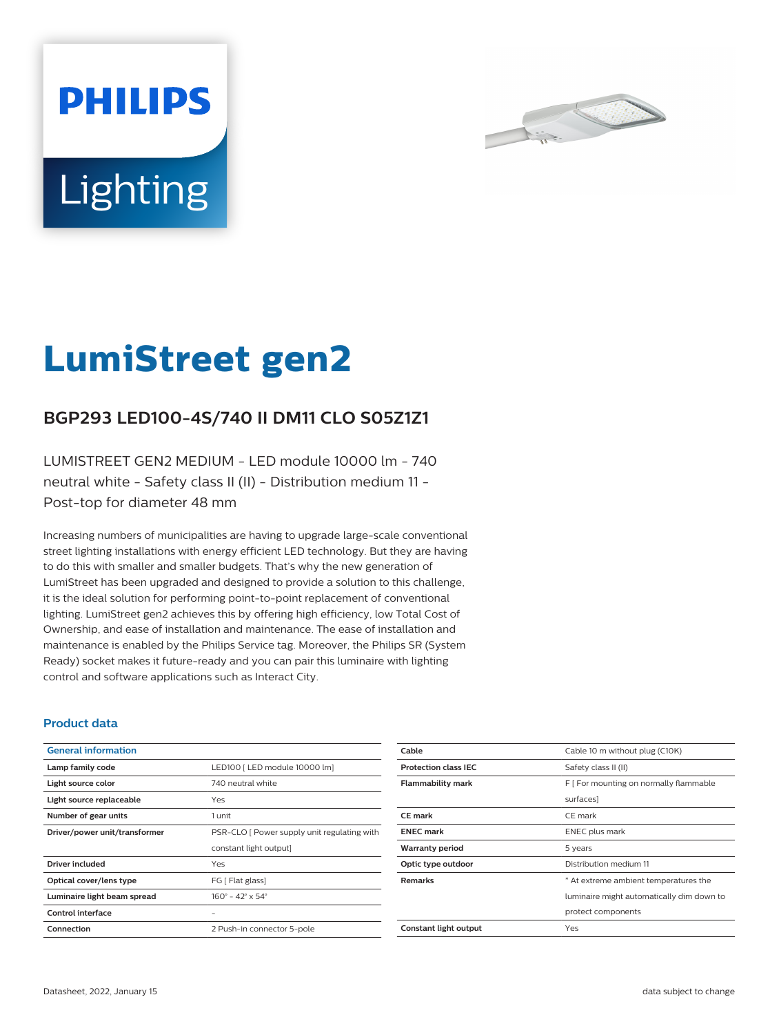# LumiStreet gen2

## BGP293 LED100-4S/740 II DM11 CLO S05Z1Z1

LUMISTREET GEN2 MEDIUM - LED module 10000 lm - 740 neutral white - Safety class II (II) - Distribution medium 11 - Post-top for diameter 48 mm

Increasing numbers of municipalities are having to upgrade large-scale conventional street lighting installations with energy efficient LED technology. But they are having to do this with smaller and smaller budgets. That's why the new generation of LumiStreet has been upgraded and designed to provide a solution to this challenge, it is the ideal solution for performing point-to-point replacement of conventional lighting. LumiStreet gen2 achieves this by offering high efficiency, low Total Cost of Ownership, and ease of installation and maintenance. The ease of installation and maintenance is enabled by the Philips Service tag. Moreover, the Philips SR (System Ready) socket makes it future-ready and you can pair this luminaire with lighting control and software applications such as Interact City.

### Product data

| General information | |
|---|---|
| Lamp family code | LED100 [ LED module 10000 lm] |
| Light source color | 740 neutral white |
| Light source replaceable | Yes |
| Number of gear units | 1 unit |
| Driver/power unit/transformer | PSR-CLO [ Power supply unit regulating with constant light output] |
| Driver included | Yes |
| Optical cover/lens type | FG [ Flat glass] |
| Luminaire light beam spread | 160° - 42° x 54° |
| Control interface | - |
| Connection | 2 Push-in connector 5-pole |
| Cable | Cable 10 m without plug (C10K) |
| Protection class IEC | Safety class II (II) |
| Flammability mark | F [ For mounting on normally flammable surfaces] |
| CE mark | CE mark |
| ENEC mark | ENEC plus mark |
| Warranty period | 5 years |
| Optic type outdoor | Distribution medium 11 |
| Remarks | * At extreme ambient temperatures the luminaire might automatically dim down to protect components |
| Constant light output | Yes |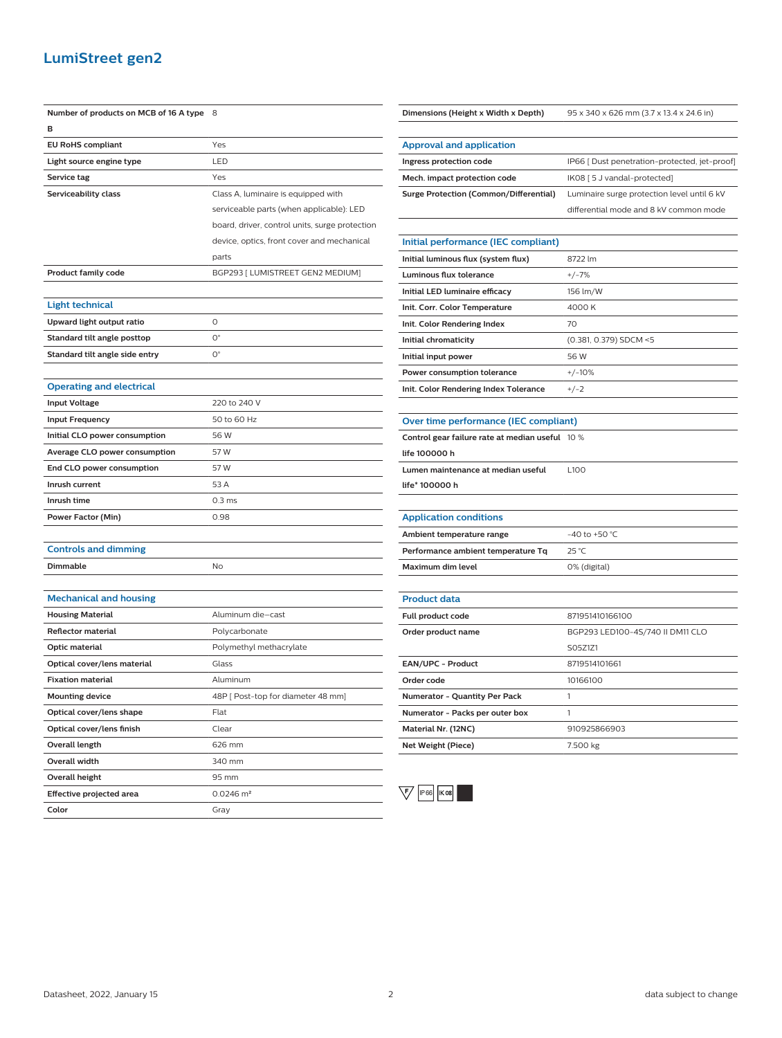# LumiStreet gen2

| | |
|---|---|
| **Number of products on MCB of 16 A type B** | 8 |
| **EU RoHS compliant** | Yes |
| **Light source engine type** | LED |
| **Service tag** | Yes |
| **Serviceability class** | Class A, luminaire is equipped with serviceable parts (when applicable): LED board, driver, control units, surge protection device, optics, front cover and mechanical parts |
| **Product family code** | BGP293 [ LUMISTREET GEN2 MEDIUM] |

## Light technical

| | |
|---|---|
| **Upward light output ratio** | 0 |
| **Standard tilt angle posttop** | 0° |
| **Standard tilt angle side entry** | 0° |

## Operating and electrical

| | |
|---|---|
| **Input Voltage** | 220 to 240 V |
| **Input Frequency** | 50 to 60 Hz |
| **Initial CLO power consumption** | 56 W |
| **Average CLO power consumption** | 57 W |
| **End CLO power consumption** | 57 W |
| **Inrush current** | 53 A |
| **Inrush time** | 0.3 ms |
| **Power Factor (Min)** | 0.98 |

## Controls and dimming

| | |
|---|---|
| **Dimmable** | No |

## Mechanical and housing

| | |
|---|---|
| **Housing Material** | Aluminum die-cast |
| **Reflector material** | Polycarbonate |
| **Optic material** | Polymethyl methacrylate |
| **Optical cover/lens material** | Glass |
| **Fixation material** | Aluminum |
| **Mounting device** | 48P [ Post-top for diameter 48 mm] |
| **Optical cover/lens shape** | Flat |
| **Optical cover/lens finish** | Clear |
| **Overall length** | 626 mm |
| **Overall width** | 340 mm |
| **Overall height** | 95 mm |
| **Effective projected area** | 0.0246 m² |
| **Color** | Gray |

| | |
|---|---|
| **Dimensions (Height x Width x Depth)** | 95 x 340 x 626 mm (3.7 x 13.4 x 24.6 in) |

## Approval and application

| | |
|---|---|
| **Ingress protection code** | IP66 [ Dust penetration-protected, jet-proof] |
| **Mech. impact protection code** | IK08 [ 5 J vandal-protected] |
| **Surge Protection (Common/Differential)** | Luminaire surge protection level until 6 kV differential mode and 8 kV common mode |

## Initial performance (IEC compliant)

| | |
|---|---|
| **Initial luminous flux (system flux)** | 8722 lm |
| **Luminous flux tolerance** | +/-7% |
| **Initial LED luminaire efficacy** | 156 lm/W |
| **Init. Corr. Color Temperature** | 4000 K |
| **Init. Color Rendering Index** | 70 |
| **Initial chromaticity** | (0.381, 0.379) SDCM <5 |
| **Initial input power** | 56 W |
| **Power consumption tolerance** | +/-10% |
| **Init. Color Rendering Index Tolerance** | +/-2 |

## Over time performance (IEC compliant)

| | |
|---|---|
| **Control gear failure rate at median useful life 100000 h** | 10 % |
| **Lumen maintenance at median useful life* 100000 h** | L100 |

## Application conditions

| | |
|---|---|
| **Ambient temperature range** | -40 to +50 °C |
| **Performance ambient temperature Tq** | 25 °C |
| **Maximum dim level** | 0% (digital) |

## Product data

| | |
|---|---|
| **Full product code** | 871951410166100 |
| **Order product name** | BGP293 LED100-4S/740 II DM11 CLO S05Z1Z1 |
| **EAN/UPC - Product** | 8719514101661 |
| **Order code** | 10166100 |
| **Numerator - Quantity Per Pack** | 1 |
| **Numerator - Packs per outer box** | 1 |
| **Material Nr. (12NC)** | 910925866903 |
| **Net Weight (Piece)** | 7.500 kg |

F IP66 IK08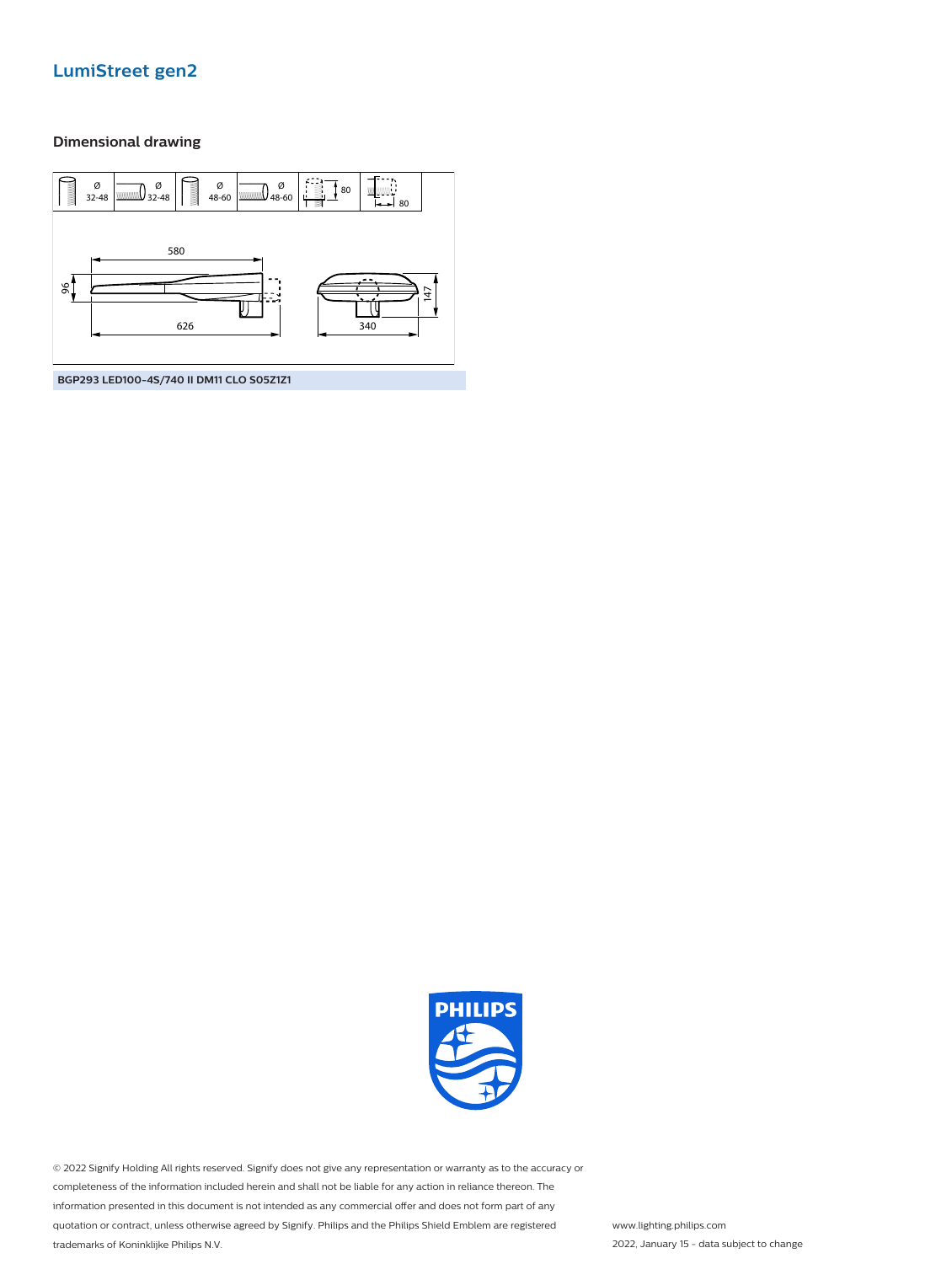## LumiStreet gen2

### Dimensional drawing

Ø 32-48
Ø 32-48
Ø 48-60
Ø 48-60
80
80

580
96
626
340
147

**BGP293 LED100-4S/740 II DM11 CLO S05Z1Z1**

© 2022 Signify Holding All rights reserved. Signify does not give any representation or warranty as to the accuracy or completeness of the information included herein and shall not be liable for any action in reliance thereon. The information presented in this document is not intended as any commercial offer and does not form part of any quotation or contract, unless otherwise agreed by Signify. Philips and the Philips Shield Emblem are registered trademarks of Koninklijke Philips N.V.

www.lighting.philips.com

2022, January 15 - data subject to change